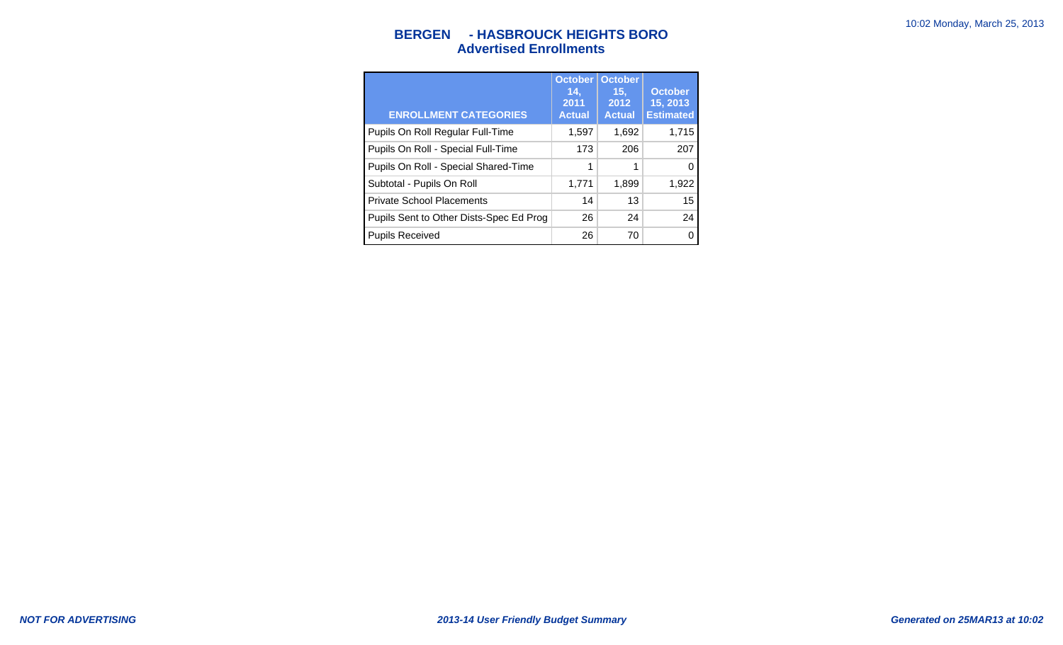# BERGEN - HASBROUCK HEIGHTS BORO
## Advertised Enrollments

| ENROLLMENT CATEGORIES | October 14, 2011 Actual | October 15, 2012 Actual | October 15, 2013 Estimated |
|---|---|---|---|
| Pupils On Roll Regular Full-Time | 1,597 | 1,692 | 1,715 |
| Pupils On Roll - Special Full-Time | 173 | 206 | 207 |
| Pupils On Roll - Special Shared-Time | 1 | 1 | 0 |
| Subtotal - Pupils On Roll | 1,771 | 1,899 | 1,922 |
| Private School Placements | 14 | 13 | 15 |
| Pupils Sent to Other Dists-Spec Ed Prog | 26 | 24 | 24 |
| Pupils Received | 26 | 70 | 0 |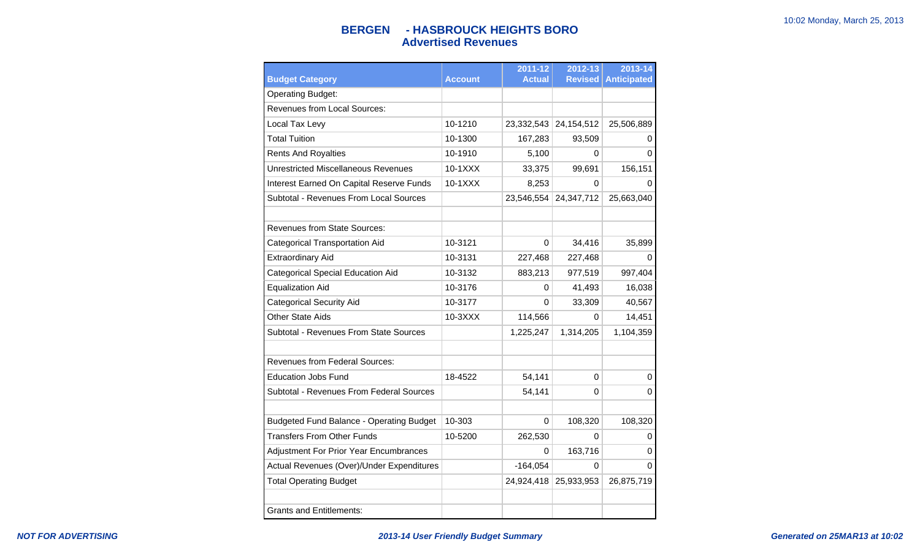# BERGEN - HASBROUCK HEIGHTS BORO
## Advertised Revenues

| Budget Category | Account | 2011-12 Actual | 2012-13 Revised | 2013-14 Anticipated |
|---|---|---|---|---|
| Operating Budget: | | | | |
| Revenues from Local Sources: | | | | |
| Local Tax Levy | 10-1210 | 23,332,543 | 24,154,512 | 25,506,889 |
| Total Tuition | 10-1300 | 167,283 | 93,509 | 0 |
| Rents And Royalties | 10-1910 | 5,100 | 0 | 0 |
| Unrestricted Miscellaneous Revenues | 10-1XXX | 33,375 | 99,691 | 156,151 |
| Interest Earned On Capital Reserve Funds | 10-1XXX | 8,253 | 0 | 0 |
| Subtotal - Revenues From Local Sources | | 23,546,554 | 24,347,712 | 25,663,040 |
| | | | | |
| Revenues from State Sources: | | | | |
| Categorical Transportation Aid | 10-3121 | 0 | 34,416 | 35,899 |
| Extraordinary Aid | 10-3131 | 227,468 | 227,468 | 0 |
| Categorical Special Education Aid | 10-3132 | 883,213 | 977,519 | 997,404 |
| Equalization Aid | 10-3176 | 0 | 41,493 | 16,038 |
| Categorical Security Aid | 10-3177 | 0 | 33,309 | 40,567 |
| Other State Aids | 10-3XXX | 114,566 | 0 | 14,451 |
| Subtotal - Revenues From State Sources | | 1,225,247 | 1,314,205 | 1,104,359 |
| | | | | |
| Revenues from Federal Sources: | | | | |
| Education Jobs Fund | 18-4522 | 54,141 | 0 | 0 |
| Subtotal - Revenues From Federal Sources | | 54,141 | 0 | 0 |
| | | | | |
| Budgeted Fund Balance - Operating Budget | 10-303 | 0 | 108,320 | 108,320 |
| Transfers From Other Funds | 10-5200 | 262,530 | 0 | 0 |
| Adjustment For Prior Year Encumbrances | | 0 | 163,716 | 0 |
| Actual Revenues (Over)/Under Expenditures | | -164,054 | 0 | 0 |
| Total Operating Budget | | 24,924,418 | 25,933,953 | 26,875,719 |
| | | | | |
| Grants and Entitlements: | | | | |

*NOT FOR ADVERTISING* *2013-14 User Friendly Budget Summary* *Generated on 25MAR13 at 10:02*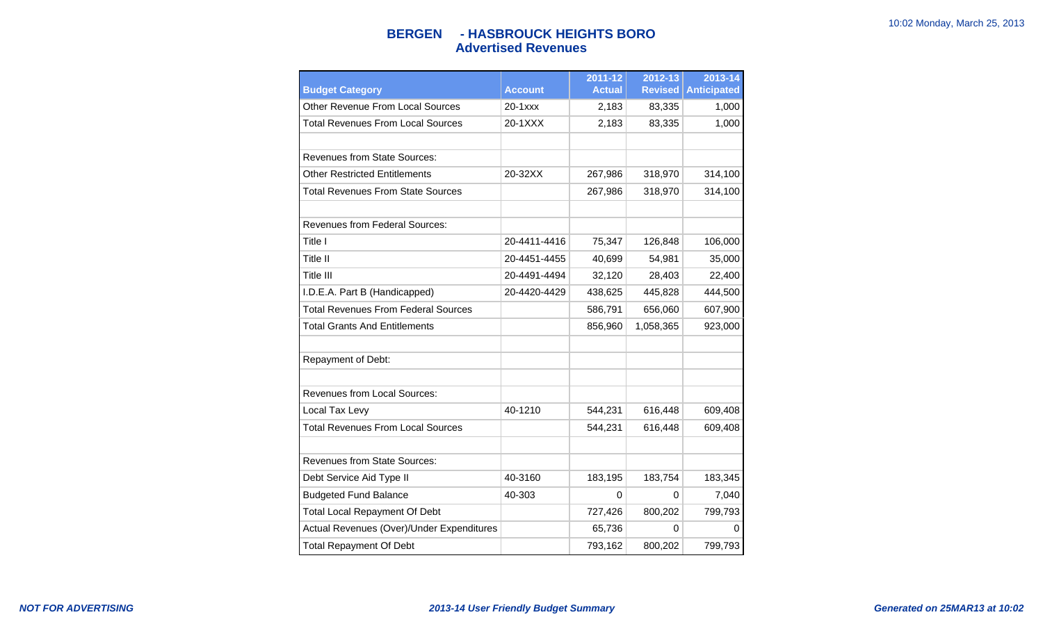# BERGEN - HASBROUCK HEIGHTS BORO
## Advertised Revenues

| Budget Category | Account | 2011-12 Actual | 2012-13 Revised | 2013-14 Anticipated |
|---|---|---|---|---|
| Other Revenue From Local Sources | 20-1xxx | 2,183 | 83,335 | 1,000 |
| Total Revenues From Local Sources | 20-1XXX | 2,183 | 83,335 | 1,000 |
| | | | | |
| Revenues from State Sources: | | | | |
| Other Restricted Entitlements | 20-32XX | 267,986 | 318,970 | 314,100 |
| Total Revenues From State Sources | | 267,986 | 318,970 | 314,100 |
| | | | | |
| Revenues from Federal Sources: | | | | |
| Title I | 20-4411-4416 | 75,347 | 126,848 | 106,000 |
| Title II | 20-4451-4455 | 40,699 | 54,981 | 35,000 |
| Title III | 20-4491-4494 | 32,120 | 28,403 | 22,400 |
| I.D.E.A. Part B (Handicapped) | 20-4420-4429 | 438,625 | 445,828 | 444,500 |
| Total Revenues From Federal Sources | | 586,791 | 656,060 | 607,900 |
| Total Grants And Entitlements | | 856,960 | 1,058,365 | 923,000 |
| | | | | |
| Repayment of Debt: | | | | |
| | | | | |
| Revenues from Local Sources: | | | | |
| Local Tax Levy | 40-1210 | 544,231 | 616,448 | 609,408 |
| Total Revenues From Local Sources | | 544,231 | 616,448 | 609,408 |
| | | | | |
| Revenues from State Sources: | | | | |
| Debt Service Aid Type II | 40-3160 | 183,195 | 183,754 | 183,345 |
| Budgeted Fund Balance | 40-303 | 0 | 0 | 7,040 |
| Total Local Repayment Of Debt | | 727,426 | 800,202 | 799,793 |
| Actual Revenues (Over)/Under Expenditures | | 65,736 | 0 | 0 |
| Total Repayment Of Debt | | 793,162 | 800,202 | 799,793 |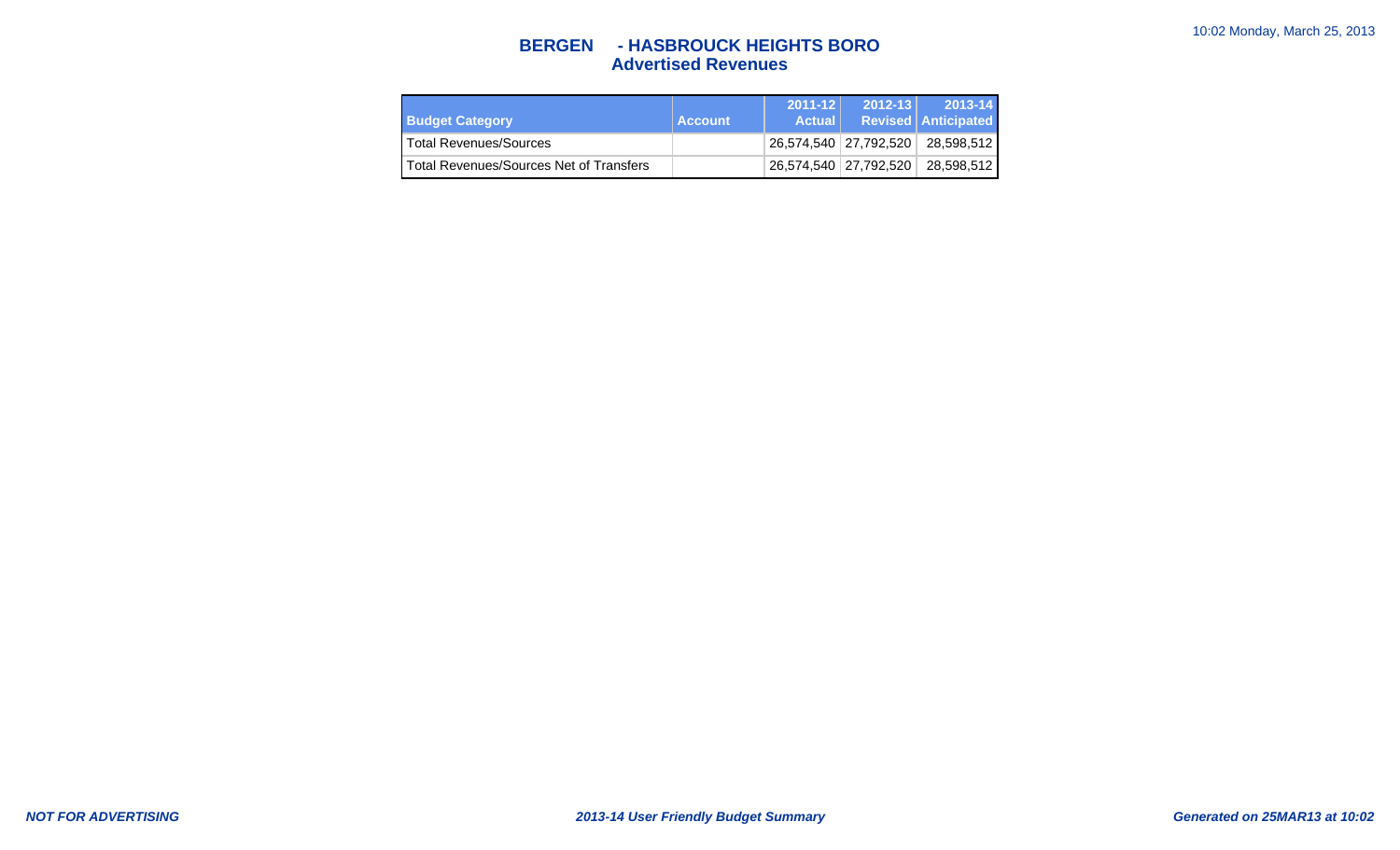# BERGEN - HASBROUCK HEIGHTS BORO
## Advertised Revenues

| Budget Category | Account | 2011-12 Actual | 2012-13 Revised | 2013-14 Anticipated |
|---|---|---|---|---|
| Total Revenues/Sources | | 26,574,540 | 27,792,520 | 28,598,512 |
| Total Revenues/Sources Net of Transfers | | 26,574,540 | 27,792,520 | 28,598,512 |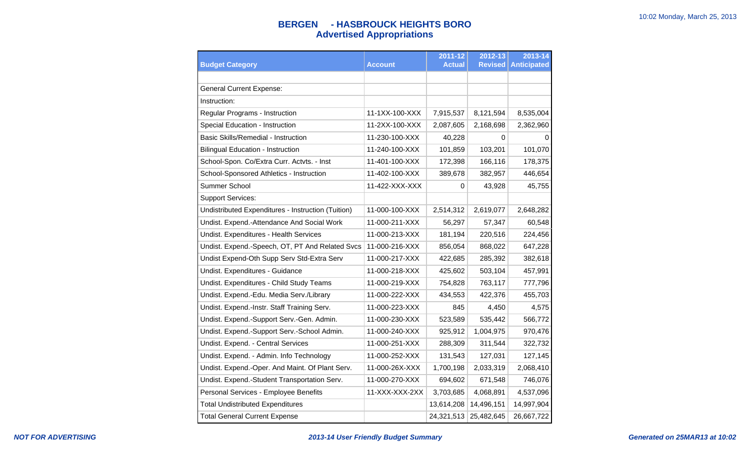## BERGEN - HASBROUCK HEIGHTS BORO
### Advertised Appropriations

| Budget Category | Account | 2011-12 Actual | 2012-13 Revised | 2013-14 Anticipated |
|---|---|---|---|---|
| | | | | |
| General Current Expense: | | | | |
| Instruction: | | | | |
| Regular Programs - Instruction | 11-1XX-100-XXX | 7,915,537 | 8,121,594 | 8,535,004 |
| Special Education - Instruction | 11-2XX-100-XXX | 2,087,605 | 2,168,698 | 2,362,960 |
| Basic Skills/Remedial - Instruction | 11-230-100-XXX | 40,228 | 0 | 0 |
| Bilingual Education - Instruction | 11-240-100-XXX | 101,859 | 103,201 | 101,070 |
| School-Spon. Co/Extra Curr. Actvts. - Inst | 11-401-100-XXX | 172,398 | 166,116 | 178,375 |
| School-Sponsored Athletics - Instruction | 11-402-100-XXX | 389,678 | 382,957 | 446,654 |
| Summer School | 11-422-XXX-XXX | 0 | 43,928 | 45,755 |
| Support Services: | | | | |
| Undistributed Expenditures - Instruction (Tuition) | 11-000-100-XXX | 2,514,312 | 2,619,077 | 2,648,282 |
| Undist. Expend.-Attendance And Social Work | 11-000-211-XXX | 56,297 | 57,347 | 60,548 |
| Undist. Expenditures - Health Services | 11-000-213-XXX | 181,194 | 220,516 | 224,456 |
| Undist. Expend.-Speech, OT, PT And Related Svcs | 11-000-216-XXX | 856,054 | 868,022 | 647,228 |
| Undist Expend-Oth Supp Serv Std-Extra Serv | 11-000-217-XXX | 422,685 | 285,392 | 382,618 |
| Undist. Expenditures - Guidance | 11-000-218-XXX | 425,602 | 503,104 | 457,991 |
| Undist. Expenditures - Child Study Teams | 11-000-219-XXX | 754,828 | 763,117 | 777,796 |
| Undist. Expend.-Edu. Media Serv./Library | 11-000-222-XXX | 434,553 | 422,376 | 455,703 |
| Undist. Expend.-Instr. Staff Training Serv. | 11-000-223-XXX | 845 | 4,450 | 4,575 |
| Undist. Expend.-Support Serv.-Gen. Admin. | 11-000-230-XXX | 523,589 | 535,442 | 566,772 |
| Undist. Expend.-Support Serv.-School Admin. | 11-000-240-XXX | 925,912 | 1,004,975 | 970,476 |
| Undist. Expend. - Central Services | 11-000-251-XXX | 288,309 | 311,544 | 322,732 |
| Undist. Expend. - Admin. Info Technology | 11-000-252-XXX | 131,543 | 127,031 | 127,145 |
| Undist. Expend.-Oper. And Maint. Of Plant Serv. | 11-000-26X-XXX | 1,700,198 | 2,033,319 | 2,068,410 |
| Undist. Expend.-Student Transportation Serv. | 11-000-270-XXX | 694,602 | 671,548 | 746,076 |
| Personal Services - Employee Benefits | 11-XXX-XXX-2XX | 3,703,685 | 4,068,891 | 4,537,096 |
| Total Undistributed Expenditures | | 13,614,208 | 14,496,151 | 14,997,904 |
| Total General Current Expense | | 24,321,513 | 25,482,645 | 26,667,722 |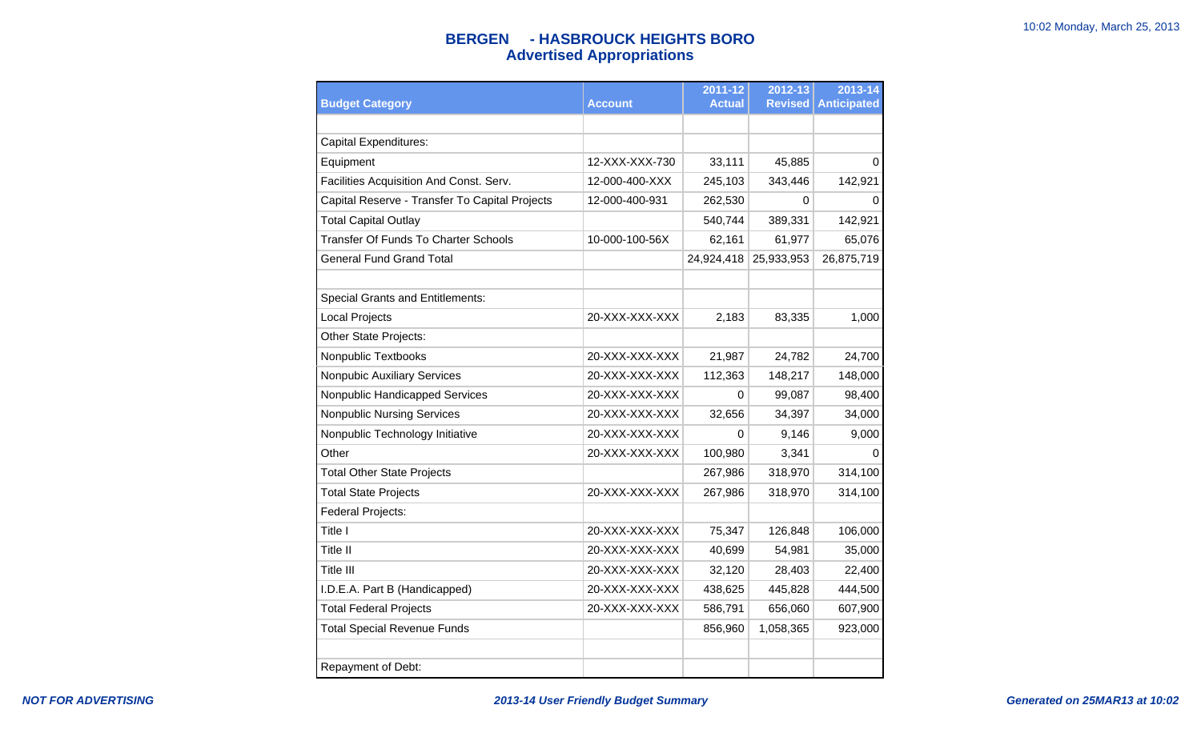## BERGEN - HASBROUCK HEIGHTS BORO
## Advertised Appropriations

| Budget Category | Account | 2011-12 Actual | 2012-13 Revised | 2013-14 Anticipated |
|---|---|---|---|---|
| | | | | |
| Capital Expenditures: | | | | |
| Equipment | 12-XXX-XXX-730 | 33,111 | 45,885 | 0 |
| Facilities Acquisition And Const. Serv. | 12-000-400-XXX | 245,103 | 343,446 | 142,921 |
| Capital Reserve - Transfer To Capital Projects | 12-000-400-931 | 262,530 | 0 | 0 |
| Total Capital Outlay | | 540,744 | 389,331 | 142,921 |
| Transfer Of Funds To Charter Schools | 10-000-100-56X | 62,161 | 61,977 | 65,076 |
| General Fund Grand Total | | 24,924,418 | 25,933,953 | 26,875,719 |
| | | | | |
| Special Grants and Entitlements: | | | | |
| Local Projects | 20-XXX-XXX-XXX | 2,183 | 83,335 | 1,000 |
| Other State Projects: | | | | |
| Nonpublic Textbooks | 20-XXX-XXX-XXX | 21,987 | 24,782 | 24,700 |
| Nonpubic Auxiliary Services | 20-XXX-XXX-XXX | 112,363 | 148,217 | 148,000 |
| Nonpublic Handicapped Services | 20-XXX-XXX-XXX | 0 | 99,087 | 98,400 |
| Nonpublic Nursing Services | 20-XXX-XXX-XXX | 32,656 | 34,397 | 34,000 |
| Nonpublic Technology Initiative | 20-XXX-XXX-XXX | 0 | 9,146 | 9,000 |
| Other | 20-XXX-XXX-XXX | 100,980 | 3,341 | 0 |
| Total Other State Projects | | 267,986 | 318,970 | 314,100 |
| Total State Projects | 20-XXX-XXX-XXX | 267,986 | 318,970 | 314,100 |
| Federal Projects: | | | | |
| Title I | 20-XXX-XXX-XXX | 75,347 | 126,848 | 106,000 |
| Title II | 20-XXX-XXX-XXX | 40,699 | 54,981 | 35,000 |
| Title III | 20-XXX-XXX-XXX | 32,120 | 28,403 | 22,400 |
| I.D.E.A. Part B (Handicapped) | 20-XXX-XXX-XXX | 438,625 | 445,828 | 444,500 |
| Total Federal Projects | 20-XXX-XXX-XXX | 586,791 | 656,060 | 607,900 |
| Total Special Revenue Funds | | 856,960 | 1,058,365 | 923,000 |
| | | | | |
| Repayment of Debt: | | | | |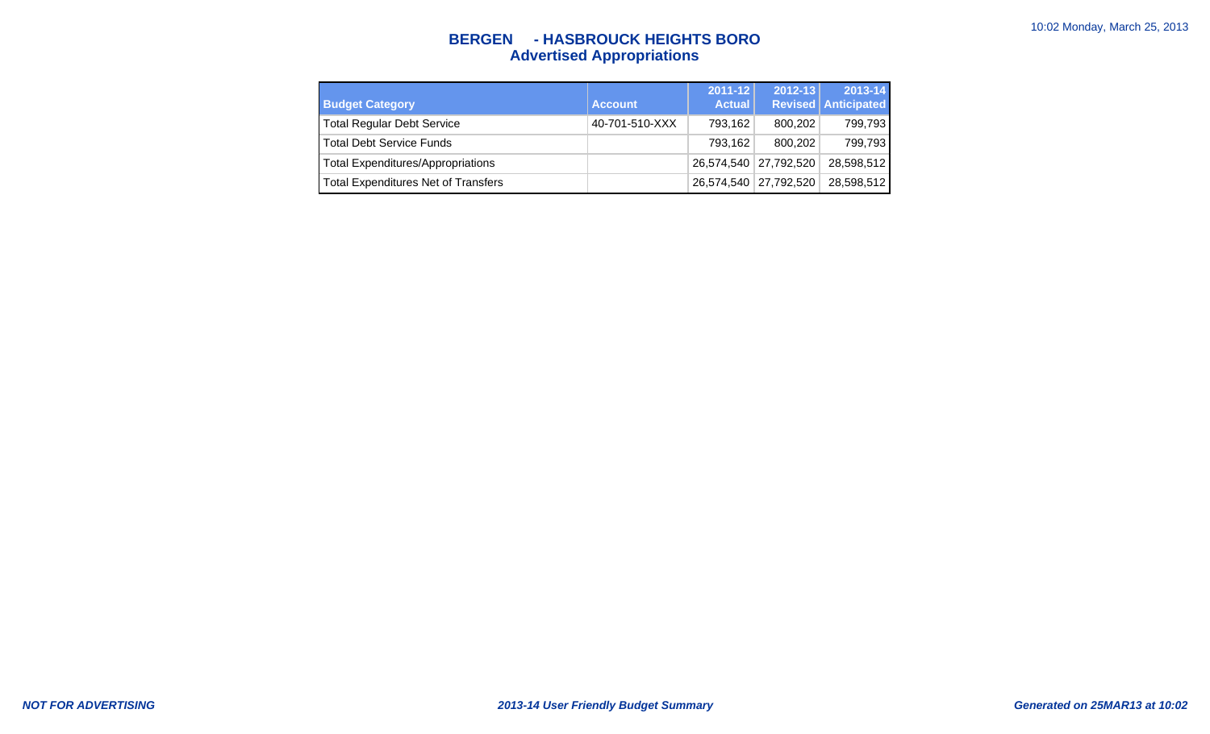# BERGEN - HASBROUCK HEIGHTS BORO
## Advertised Appropriations

| Budget Category | Account | 2011-12 Actual | 2012-13 Revised | 2013-14 Anticipated |
|---|---|---|---|---|
| Total Regular Debt Service | 40-701-510-XXX | 793,162 | 800,202 | 799,793 |
| Total Debt Service Funds | | 793,162 | 800,202 | 799,793 |
| Total Expenditures/Appropriations | | 26,574,540 | 27,792,520 | 28,598,512 |
| Total Expenditures Net of Transfers | | 26,574,540 | 27,792,520 | 28,598,512 |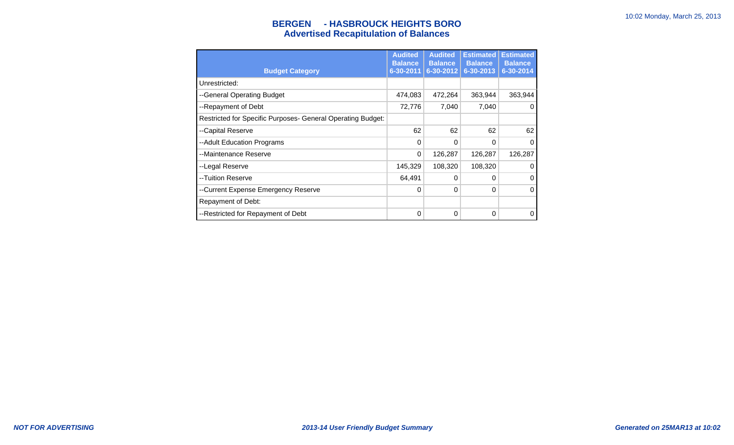## BERGEN - HASBROUCK HEIGHTS BORO
## Advertised Recapitulation of Balances

| Budget Category | Audited Balance 6-30-2011 | Audited Balance 6-30-2012 | Estimated Balance 6-30-2013 | Estimated Balance 6-30-2014 |
|---|---|---|---|---|
| Unrestricted: | | | | |
| --General Operating Budget | 474,083 | 472,264 | 363,944 | 363,944 |
| --Repayment of Debt | 72,776 | 7,040 | 7,040 | 0 |
| Restricted for Specific Purposes- General Operating Budget: | | | | |
| --Capital Reserve | 62 | 62 | 62 | 62 |
| --Adult Education Programs | 0 | 0 | 0 | 0 |
| --Maintenance Reserve | 0 | 126,287 | 126,287 | 126,287 |
| --Legal Reserve | 145,329 | 108,320 | 108,320 | 0 |
| --Tuition Reserve | 64,491 | 0 | 0 | 0 |
| --Current Expense Emergency Reserve | 0 | 0 | 0 | 0 |
| Repayment of Debt: | | | | |
| --Restricted for Repayment of Debt | 0 | 0 | 0 | 0 |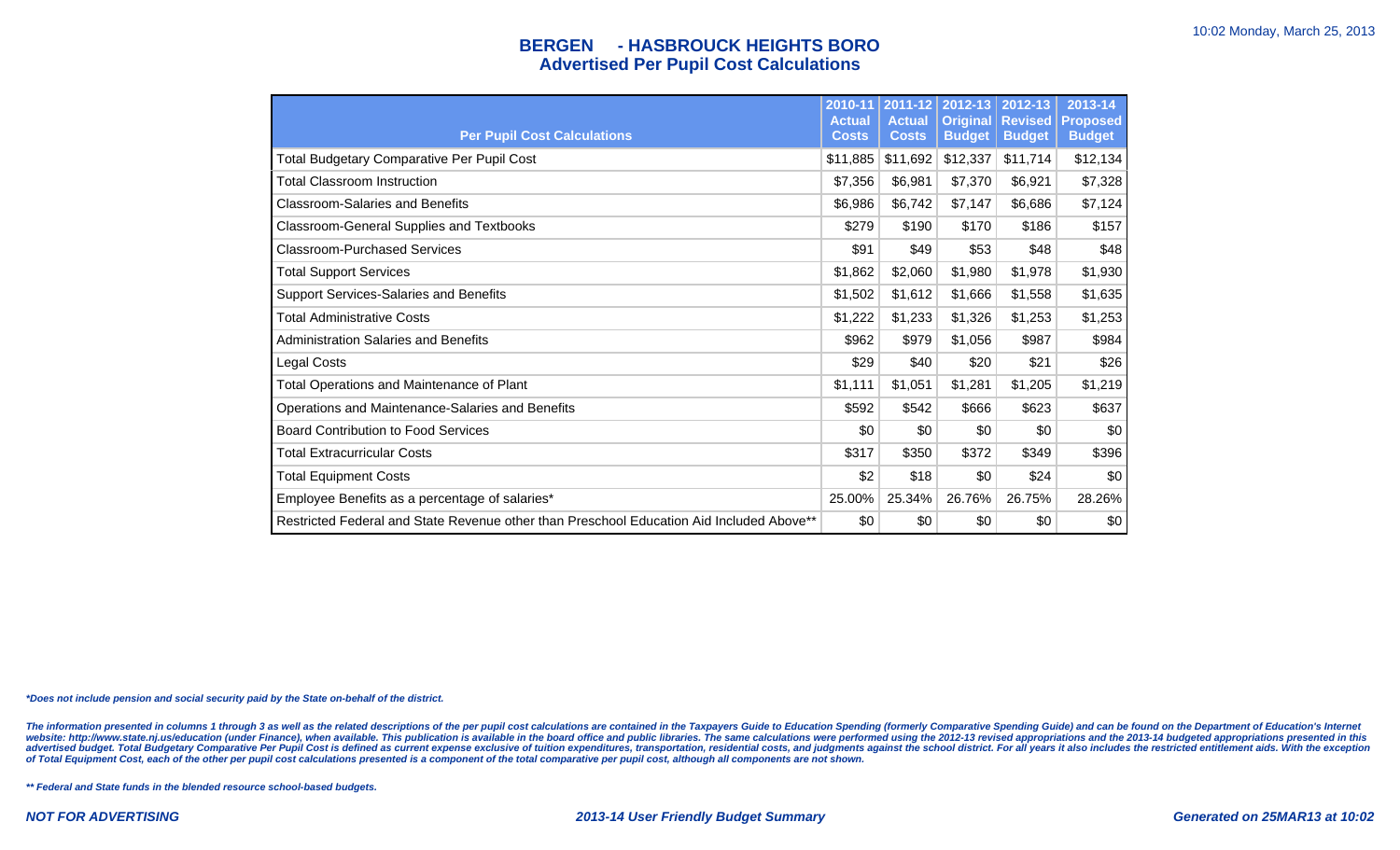# BERGEN - HASBROUCK HEIGHTS BORO
## Advertised Per Pupil Cost Calculations

| Per Pupil Cost Calculations | 2010-11 Actual Costs | 2011-12 Actual Costs | 2012-13 Original Budget | 2012-13 Revised Budget | 2013-14 Proposed Budget |
|---|---|---|---|---|---|
| Total Budgetary Comparative Per Pupil Cost | $11,885 | $11,692 | $12,337 | $11,714 | $12,134 |
| Total Classroom Instruction | $7,356 | $6,981 | $7,370 | $6,921 | $7,328 |
| Classroom-Salaries and Benefits | $6,986 | $6,742 | $7,147 | $6,686 | $7,124 |
| Classroom-General Supplies and Textbooks | $279 | $190 | $170 | $186 | $157 |
| Classroom-Purchased Services | $91 | $49 | $53 | $48 | $48 |
| Total Support Services | $1,862 | $2,060 | $1,980 | $1,978 | $1,930 |
| Support Services-Salaries and Benefits | $1,502 | $1,612 | $1,666 | $1,558 | $1,635 |
| Total Administrative Costs | $1,222 | $1,233 | $1,326 | $1,253 | $1,253 |
| Administration Salaries and Benefits | $962 | $979 | $1,056 | $987 | $984 |
| Legal Costs | $29 | $40 | $20 | $21 | $26 |
| Total Operations and Maintenance of Plant | $1,111 | $1,051 | $1,281 | $1,205 | $1,219 |
| Operations and Maintenance-Salaries and Benefits | $592 | $542 | $666 | $623 | $637 |
| Board Contribution to Food Services | $0 | $0 | $0 | $0 | $0 |
| Total Extracurricular Costs | $317 | $350 | $372 | $349 | $396 |
| Total Equipment Costs | $2 | $18 | $0 | $24 | $0 |
| Employee Benefits as a percentage of salaries* | 25.00% | 25.34% | 26.76% | 26.75% | 28.26% |
| Restricted Federal and State Revenue other than Preschool Education Aid Included Above** | $0 | $0 | $0 | $0 | $0 |

***Does not include pension and social security paid by the State on-behalf of the district.***

***The information presented in columns 1 through 3 as well as the related descriptions of the per pupil cost calculations are contained in the Taxpayers Guide to Education Spending (formerly Comparative Spending Guide) and can be found on the Department of Education's Internet website: http://www.state.nj.us/education (under Finance), when available. This publication is available in the board office and public libraries. The same calculations were performed using the 2012-13 revised appropriations and the 2013-14 budgeted appropriations presented in this advertised budget. Total Budgetary Comparative Per Pupil Cost is defined as current expense exclusive of tuition expenditures, transportation, residential costs, and judgments against the school district. For all years it also includes the restricted entitlement aids. With the exception of Total Equipment Cost, each of the other per pupil cost calculations presented is a component of the total comparative per pupil cost, although all components are not shown.***

***** Federal and State funds in the blended resource school-based budgets.***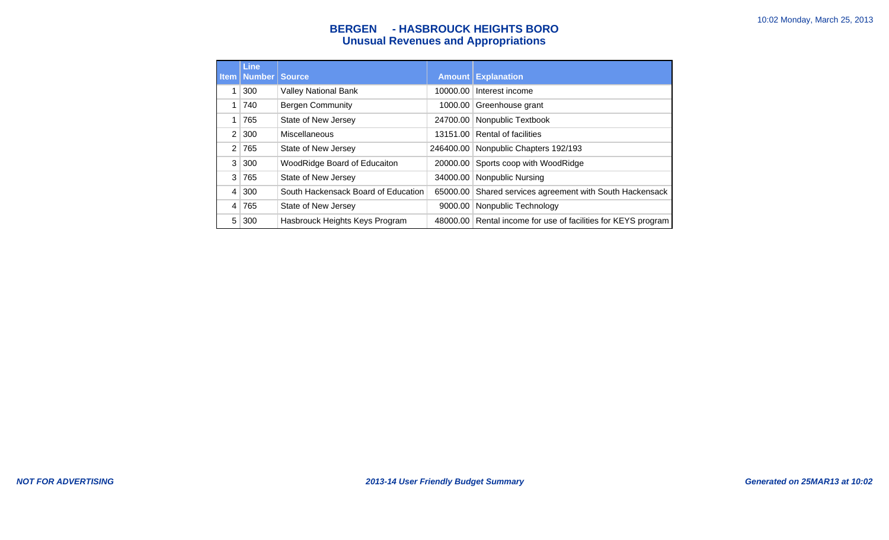# BERGEN - HASBROUCK HEIGHTS BORO
## Unusual Revenues and Appropriations

| Item | Line Number | Source | Amount | Explanation |
|---|---|---|---|---|
| 1 | 300 | Valley National Bank | 10000.00 | Interest income |
| 1 | 740 | Bergen Community | 1000.00 | Greenhouse grant |
| 1 | 765 | State of New Jersey | 24700.00 | Nonpublic Textbook |
| 2 | 300 | Miscellaneous | 13151.00 | Rental of facilities |
| 2 | 765 | State of New Jersey | 246400.00 | Nonpublic Chapters 192/193 |
| 3 | 300 | WoodRidge Board of Educaiton | 20000.00 | Sports coop with WoodRidge |
| 3 | 765 | State of New Jersey | 34000.00 | Nonpublic Nursing |
| 4 | 300 | South Hackensack Board of Education | 65000.00 | Shared services agreement with South Hackensack |
| 4 | 765 | State of New Jersey | 9000.00 | Nonpublic Technology |
| 5 | 300 | Hasbrouck Heights Keys Program | 48000.00 | Rental income for use of facilities for KEYS program |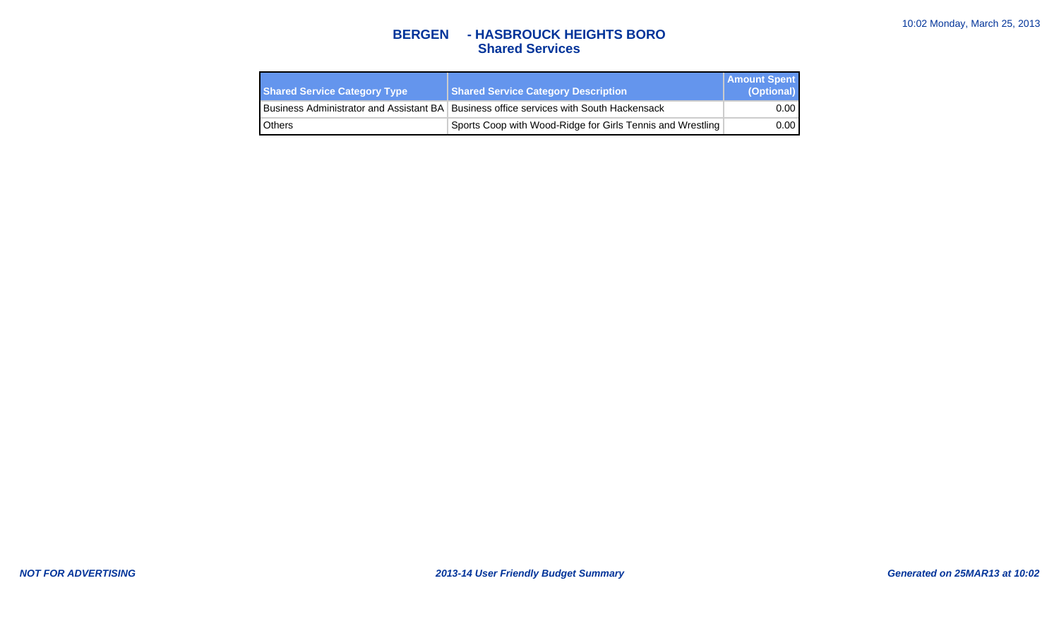# BERGEN - HASBROUCK HEIGHTS BORO
## Shared Services

| Shared Service Category Type | Shared Service Category Description | Amount Spent (Optional) |
|---|---|---|
| Business Administrator and Assistant BA | Business office services with South Hackensack | 0.00 |
| Others | Sports Coop with Wood-Ridge for Girls Tennis and Wrestling | 0.00 |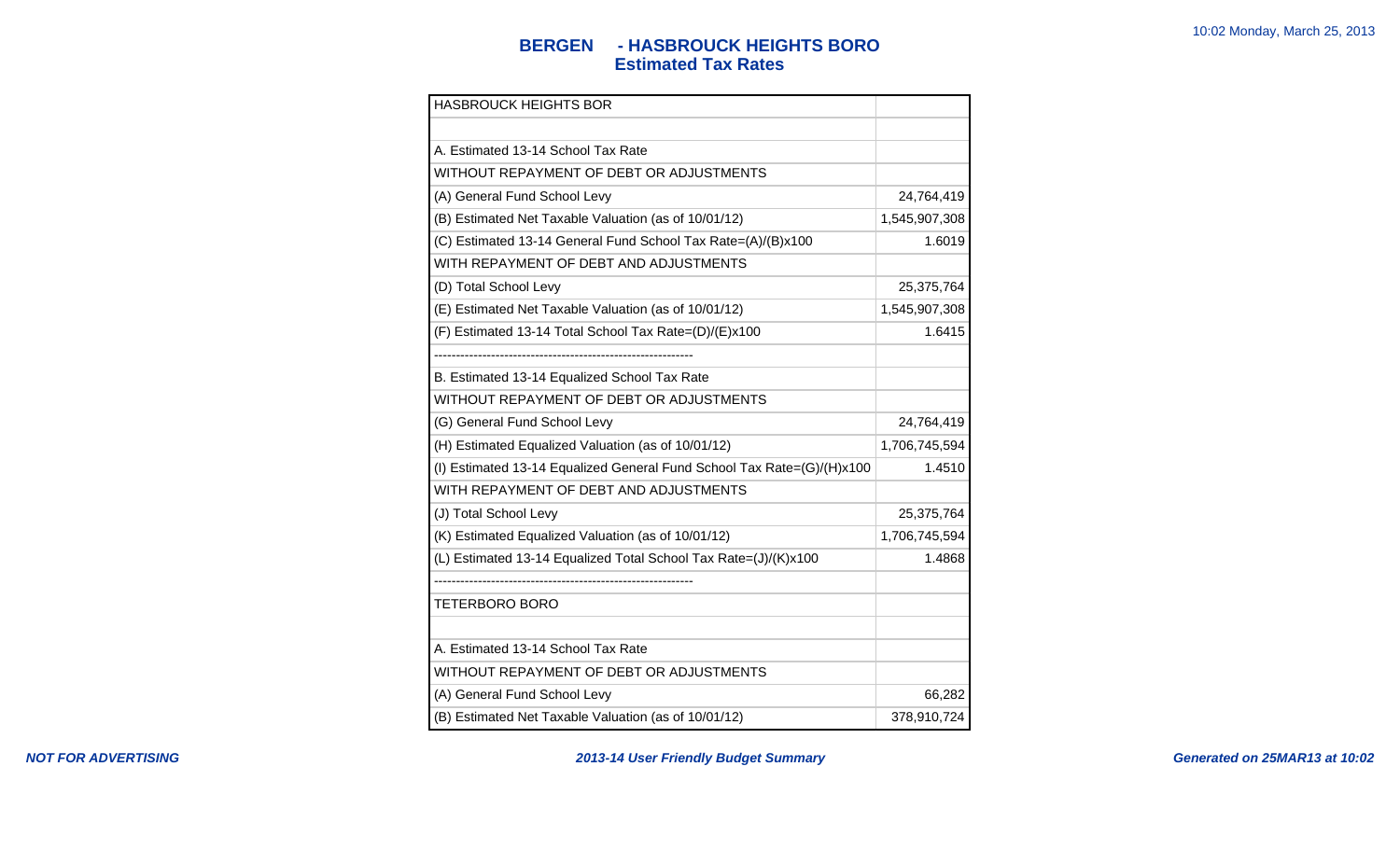## BERGEN - HASBROUCK HEIGHTS BORO
### Estimated Tax Rates

| HASBROUCK HEIGHTS BOR | |
|---|---|
| | |
| A. Estimated 13-14 School Tax Rate | |
| WITHOUT REPAYMENT OF DEBT OR ADJUSTMENTS | |
| (A) General Fund School Levy | 24,764,419 |
| (B) Estimated Net Taxable Valuation (as of 10/01/12) | 1,545,907,308 |
| (C) Estimated 13-14 General Fund School Tax Rate=(A)/(B)x100 | 1.6019 |
| WITH REPAYMENT OF DEBT AND ADJUSTMENTS | |
| (D) Total School Levy | 25,375,764 |
| (E) Estimated Net Taxable Valuation (as of 10/01/12) | 1,545,907,308 |
| (F) Estimated 13-14 Total School Tax Rate=(D)/(E)x100 | 1.6415 |
| ------------------------------------------------------------ | |
| B. Estimated 13-14 Equalized School Tax Rate | |
| WITHOUT REPAYMENT OF DEBT OR ADJUSTMENTS | |
| (G) General Fund School Levy | 24,764,419 |
| (H) Estimated Equalized Valuation (as of 10/01/12) | 1,706,745,594 |
| (I) Estimated 13-14 Equalized General Fund School Tax Rate=(G)/(H)x100 | 1.4510 |
| WITH REPAYMENT OF DEBT AND ADJUSTMENTS | |
| (J) Total School Levy | 25,375,764 |
| (K) Estimated Equalized Valuation (as of 10/01/12) | 1,706,745,594 |
| (L) Estimated 13-14 Equalized Total School Tax Rate=(J)/(K)x100 | 1.4868 |
| ------------------------------------------------------------ | |
| TETERBORO BORO | |
| | |
| A. Estimated 13-14 School Tax Rate | |
| WITHOUT REPAYMENT OF DEBT OR ADJUSTMENTS | |
| (A) General Fund School Levy | 66,282 |
| (B) Estimated Net Taxable Valuation (as of 10/01/12) | 378,910,724 |

*NOT FOR ADVERTISING* *2013-14 User Friendly Budget Summary*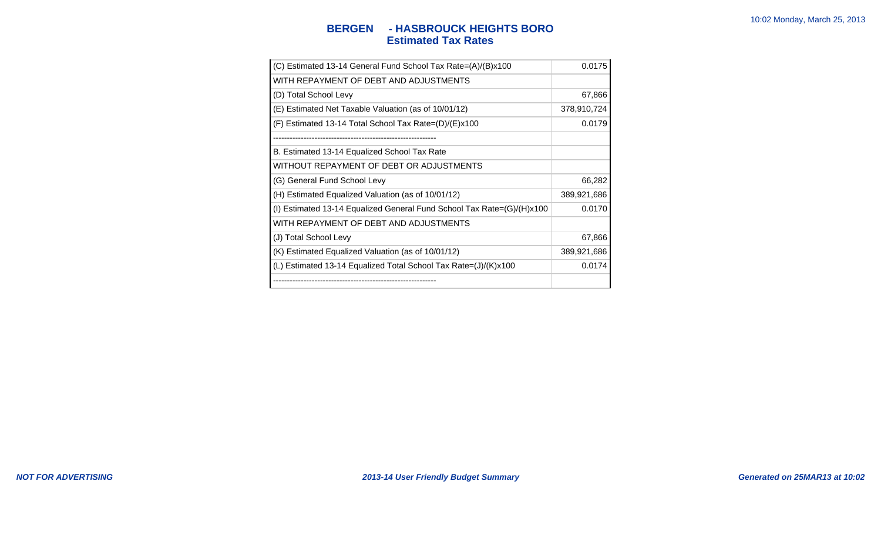## BERGEN - HASBROUCK HEIGHTS BORO
## Estimated Tax Rates

| | |
|---|---|
| (C) Estimated 13-14 General Fund School Tax Rate=(A)/(B)x100 | 0.0175 |
| WITH REPAYMENT OF DEBT AND ADJUSTMENTS | |
| (D) Total School Levy | 67,866 |
| (E) Estimated Net Taxable Valuation (as of 10/01/12) | 378,910,724 |
| (F) Estimated 13-14 Total School Tax Rate=(D)/(E)x100 | 0.0179 |
| ------------------------------------------------------------ | |
| B. Estimated 13-14 Equalized School Tax Rate | |
| WITHOUT REPAYMENT OF DEBT OR ADJUSTMENTS | |
| (G) General Fund School Levy | 66,282 |
| (H) Estimated Equalized Valuation (as of 10/01/12) | 389,921,686 |
| (I) Estimated 13-14 Equalized General Fund School Tax Rate=(G)/(H)x100 | 0.0170 |
| WITH REPAYMENT OF DEBT AND ADJUSTMENTS | |
| (J) Total School Levy | 67,866 |
| (K) Estimated Equalized Valuation (as of 10/01/12) | 389,921,686 |
| (L) Estimated 13-14 Equalized Total School Tax Rate=(J)/(K)x100 | 0.0174 |
| ------------------------------------------------------------ | |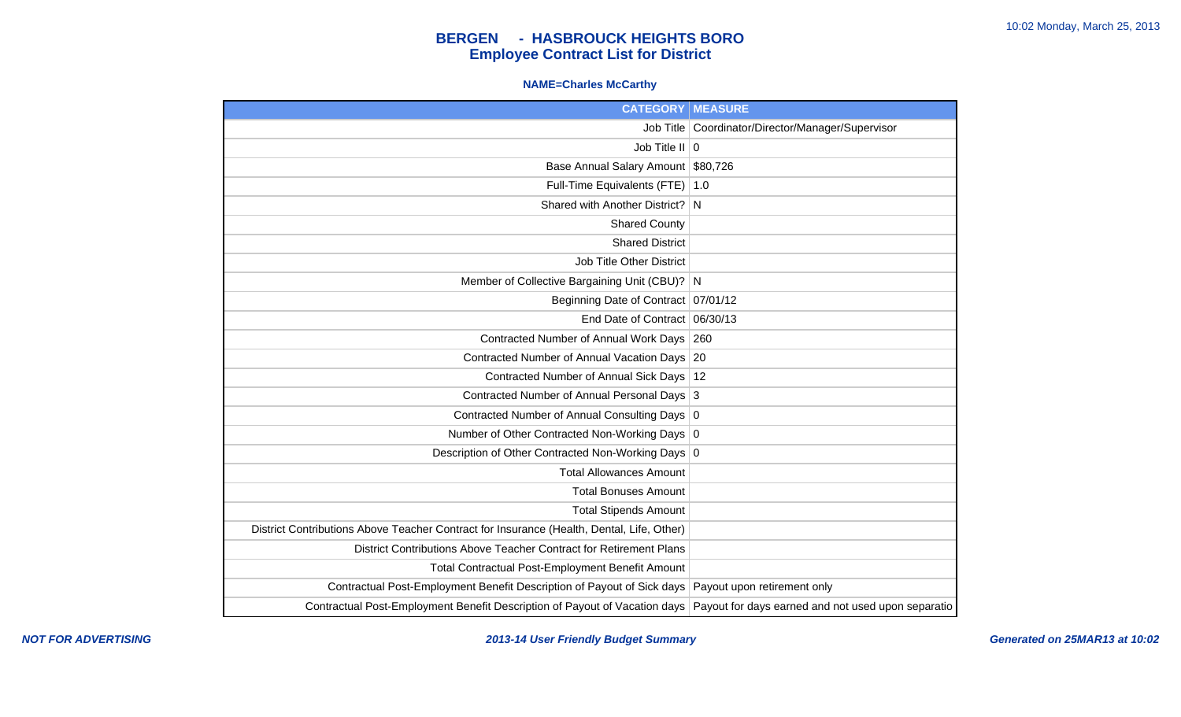# BERGEN - HASBROUCK HEIGHTS BORO
## Employee Contract List for District

**NAME=Charles McCarthy**

| CATEGORY | MEASURE |
|---|---|
| Job Title | Coordinator/Director/Manager/Supervisor |
| Job Title II | 0 |
| Base Annual Salary Amount | $80,726 |
| Full-Time Equivalents (FTE) | 1.0 |
| Shared with Another District? | N |
| Shared County | |
| Shared District | |
| Job Title Other District | |
| Member of Collective Bargaining Unit (CBU)? | N |
| Beginning Date of Contract | 07/01/12 |
| End Date of Contract | 06/30/13 |
| Contracted Number of Annual Work Days | 260 |
| Contracted Number of Annual Vacation Days | 20 |
| Contracted Number of Annual Sick Days | 12 |
| Contracted Number of Annual Personal Days | 3 |
| Contracted Number of Annual Consulting Days | 0 |
| Number of Other Contracted Non-Working Days | 0 |
| Description of Other Contracted Non-Working Days | 0 |
| Total Allowances Amount | |
| Total Bonuses Amount | |
| Total Stipends Amount | |
| District Contributions Above Teacher Contract for Insurance (Health, Dental, Life, Other) | |
| District Contributions Above Teacher Contract for Retirement Plans | |
| Total Contractual Post-Employment Benefit Amount | |
| Contractual Post-Employment Benefit Description of Payout of Sick days | Payout upon retirement only |
| Contractual Post-Employment Benefit Description of Payout of Vacation days | Payout for days earned and not used upon separatio |

*NOT FOR ADVERTISING*

*2013-14 User Friendly Budget Summary*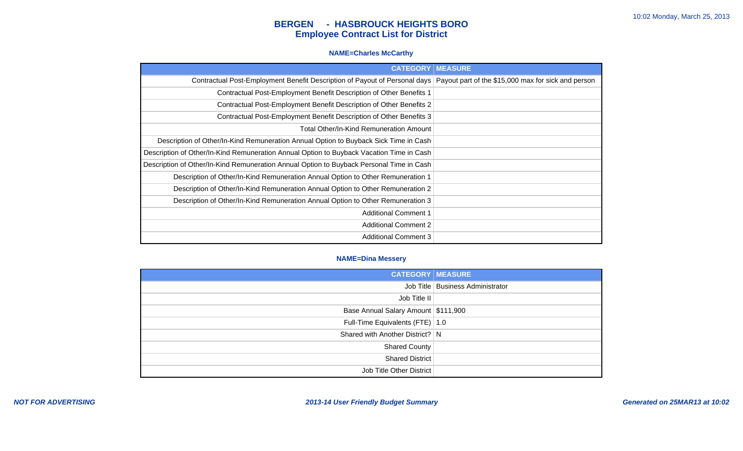# BERGEN - HASBROUCK HEIGHTS BORO
## Employee Contract List for District

### NAME=Charles McCarthy

| CATEGORY | MEASURE |
| --- | --- |
| Contractual Post-Employment Benefit Description of Payout of Personal days | Payout part of the $15,000 max for sick and person |
| Contractual Post-Employment Benefit Description of Other Benefits 1 | |
| Contractual Post-Employment Benefit Description of Other Benefits 2 | |
| Contractual Post-Employment Benefit Description of Other Benefits 3 | |
| Total Other/In-Kind Remuneration Amount | |
| Description of Other/In-Kind Remuneration Annual Option to Buyback Sick Time in Cash | |
| Description of Other/In-Kind Remuneration Annual Option to Buyback Vacation Time in Cash | |
| Description of Other/In-Kind Remuneration Annual Option to Buyback Personal Time in Cash | |
| Description of Other/In-Kind Remuneration Annual Option to Other Remuneration 1 | |
| Description of Other/In-Kind Remuneration Annual Option to Other Remuneration 2 | |
| Description of Other/In-Kind Remuneration Annual Option to Other Remuneration 3 | |
| Additional Comment 1 | |
| Additional Comment 2 | |
| Additional Comment 3 | |

### NAME=Dina Messery

| CATEGORY | MEASURE |
| --- | --- |
| Job Title | Business Administrator |
| Job Title II | |
| Base Annual Salary Amount | $111,900 |
| Full-Time Equivalents (FTE) | 1.0 |
| Shared with Another District? | N |
| Shared County | |
| Shared District | |
| Job Title Other District | |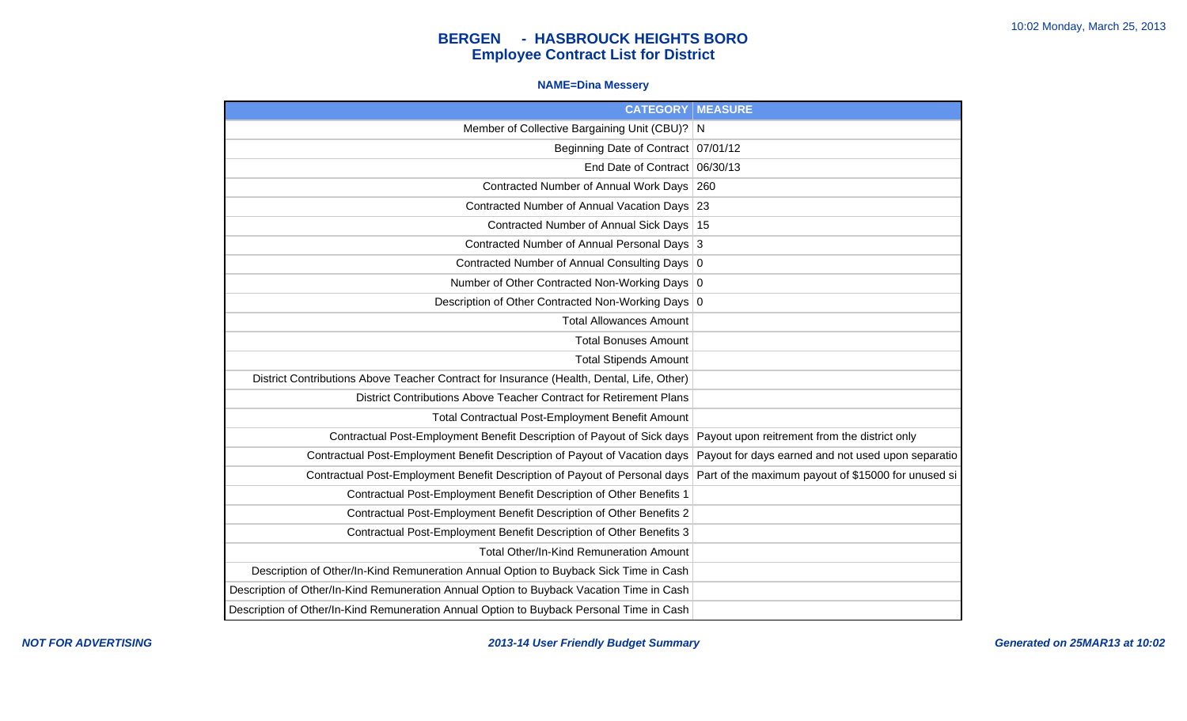# BERGEN - HASBROUCK HEIGHTS BORO
## Employee Contract List for District

**NAME=Dina Messery**

| CATEGORY | MEASURE |
|---|---|
| Member of Collective Bargaining Unit (CBU)? | N |
| Beginning Date of Contract | 07/01/12 |
| End Date of Contract | 06/30/13 |
| Contracted Number of Annual Work Days | 260 |
| Contracted Number of Annual Vacation Days | 23 |
| Contracted Number of Annual Sick Days | 15 |
| Contracted Number of Annual Personal Days | 3 |
| Contracted Number of Annual Consulting Days | 0 |
| Number of Other Contracted Non-Working Days | 0 |
| Description of Other Contracted Non-Working Days | 0 |
| Total Allowances Amount | |
| Total Bonuses Amount | |
| Total Stipends Amount | |
| District Contributions Above Teacher Contract for Insurance (Health, Dental, Life, Other) | |
| District Contributions Above Teacher Contract for Retirement Plans | |
| Total Contractual Post-Employment Benefit Amount | |
| Contractual Post-Employment Benefit Description of Payout of Sick days | Payout upon reitrement from the district only |
| Contractual Post-Employment Benefit Description of Payout of Vacation days | Payout for days earned and not used upon separatio |
| Contractual Post-Employment Benefit Description of Payout of Personal days | Part of the maximum payout of $15000 for unused si |
| Contractual Post-Employment Benefit Description of Other Benefits 1 | |
| Contractual Post-Employment Benefit Description of Other Benefits 2 | |
| Contractual Post-Employment Benefit Description of Other Benefits 3 | |
| Total Other/In-Kind Remuneration Amount | |
| Description of Other/In-Kind Remuneration Annual Option to Buyback Sick Time in Cash | |
| Description of Other/In-Kind Remuneration Annual Option to Buyback Vacation Time in Cash | |
| Description of Other/In-Kind Remuneration Annual Option to Buyback Personal Time in Cash | |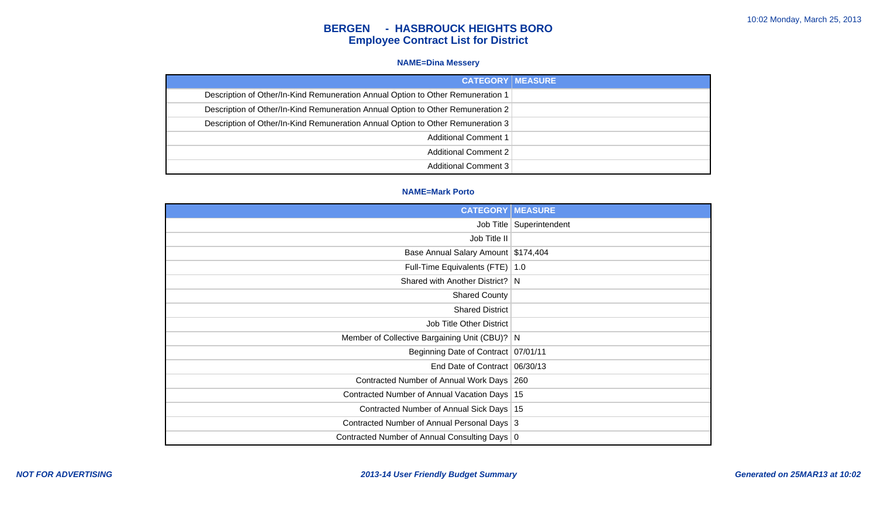## BERGEN - HASBROUCK HEIGHTS BORO
## Employee Contract List for District

**NAME=Dina Messery**

| CATEGORY | MEASURE |
|---|---|
| Description of Other/In-Kind Remuneration Annual Option to Other Remuneration 1 | |
| Description of Other/In-Kind Remuneration Annual Option to Other Remuneration 2 | |
| Description of Other/In-Kind Remuneration Annual Option to Other Remuneration 3 | |
| Additional Comment 1 | |
| Additional Comment 2 | |
| Additional Comment 3 | |

**NAME=Mark Porto**

| CATEGORY | MEASURE |
|---|---|
| Job Title | Superintendent |
| Job Title II | |
| Base Annual Salary Amount | $174,404 |
| Full-Time Equivalents (FTE) | 1.0 |
| Shared with Another District? | N |
| Shared County | |
| Shared District | |
| Job Title Other District | |
| Member of Collective Bargaining Unit (CBU)? | N |
| Beginning Date of Contract | 07/01/11 |
| End Date of Contract | 06/30/13 |
| Contracted Number of Annual Work Days | 260 |
| Contracted Number of Annual Vacation Days | 15 |
| Contracted Number of Annual Sick Days | 15 |
| Contracted Number of Annual Personal Days | 3 |
| Contracted Number of Annual Consulting Days | 0 |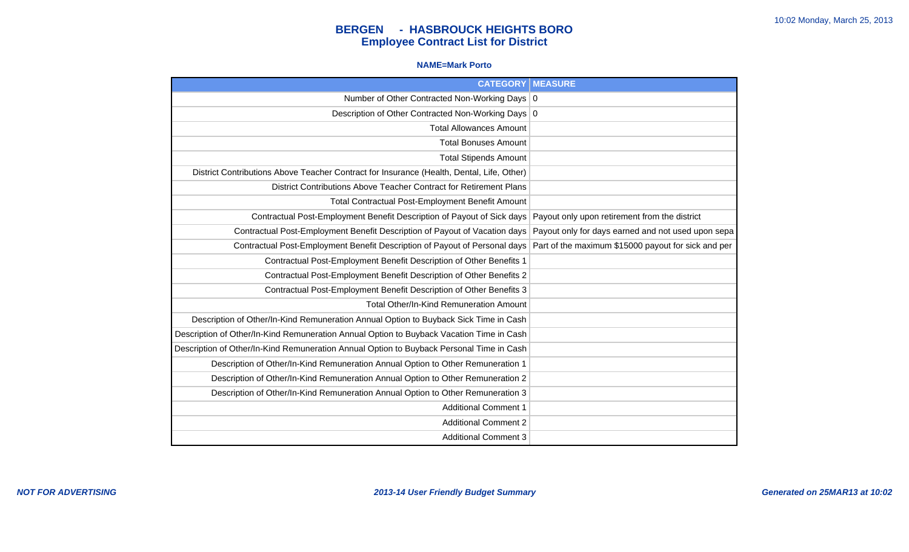# BERGEN - HASBROUCK HEIGHTS BORO
## Employee Contract List for District

**NAME=Mark Porto**

| CATEGORY | MEASURE |
|---|---|
| Number of Other Contracted Non-Working Days | 0 |
| Description of Other Contracted Non-Working Days | 0 |
| Total Allowances Amount | |
| Total Bonuses Amount | |
| Total Stipends Amount | |
| District Contributions Above Teacher Contract for Insurance (Health, Dental, Life, Other) | |
| District Contributions Above Teacher Contract for Retirement Plans | |
| Total Contractual Post-Employment Benefit Amount | |
| Contractual Post-Employment Benefit Description of Payout of Sick days | Payout only upon retirement from the district |
| Contractual Post-Employment Benefit Description of Payout of Vacation days | Payout only for days earned and not used upon sepa |
| Contractual Post-Employment Benefit Description of Payout of Personal days | Part of the maximum $15000 payout for sick and per |
| Contractual Post-Employment Benefit Description of Other Benefits 1 | |
| Contractual Post-Employment Benefit Description of Other Benefits 2 | |
| Contractual Post-Employment Benefit Description of Other Benefits 3 | |
| Total Other/In-Kind Remuneration Amount | |
| Description of Other/In-Kind Remuneration Annual Option to Buyback Sick Time in Cash | |
| Description of Other/In-Kind Remuneration Annual Option to Buyback Vacation Time in Cash | |
| Description of Other/In-Kind Remuneration Annual Option to Buyback Personal Time in Cash | |
| Description of Other/In-Kind Remuneration Annual Option to Other Remuneration 1 | |
| Description of Other/In-Kind Remuneration Annual Option to Other Remuneration 2 | |
| Description of Other/In-Kind Remuneration Annual Option to Other Remuneration 3 | |
| Additional Comment 1 | |
| Additional Comment 2 | |
| Additional Comment 3 | |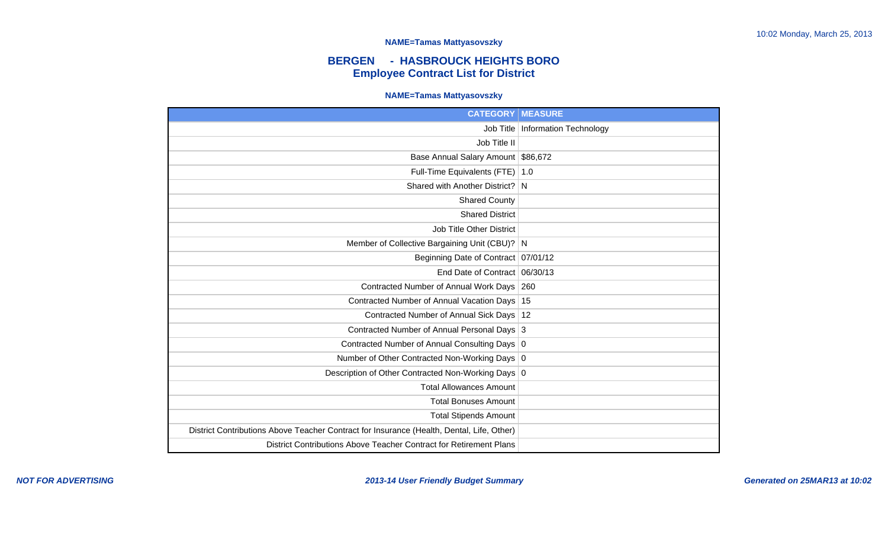**NAME=Tamas Mattyasovszky**

## BERGEN - HASBROUCK HEIGHTS BORO
## Employee Contract List for District

**NAME=Tamas Mattyasovszky**

| CATEGORY | MEASURE |
|---|---|
| Job Title | Information Technology |
| Job Title II | |
| Base Annual Salary Amount | $86,672 |
| Full-Time Equivalents (FTE) | 1.0 |
| Shared with Another District? | N |
| Shared County | |
| Shared District | |
| Job Title Other District | |
| Member of Collective Bargaining Unit (CBU)? | N |
| Beginning Date of Contract | 07/01/12 |
| End Date of Contract | 06/30/13 |
| Contracted Number of Annual Work Days | 260 |
| Contracted Number of Annual Vacation Days | 15 |
| Contracted Number of Annual Sick Days | 12 |
| Contracted Number of Annual Personal Days | 3 |
| Contracted Number of Annual Consulting Days | 0 |
| Number of Other Contracted Non-Working Days | 0 |
| Description of Other Contracted Non-Working Days | 0 |
| Total Allowances Amount | |
| Total Bonuses Amount | |
| Total Stipends Amount | |
| District Contributions Above Teacher Contract for Insurance (Health, Dental, Life, Other) | |
| District Contributions Above Teacher Contract for Retirement Plans | |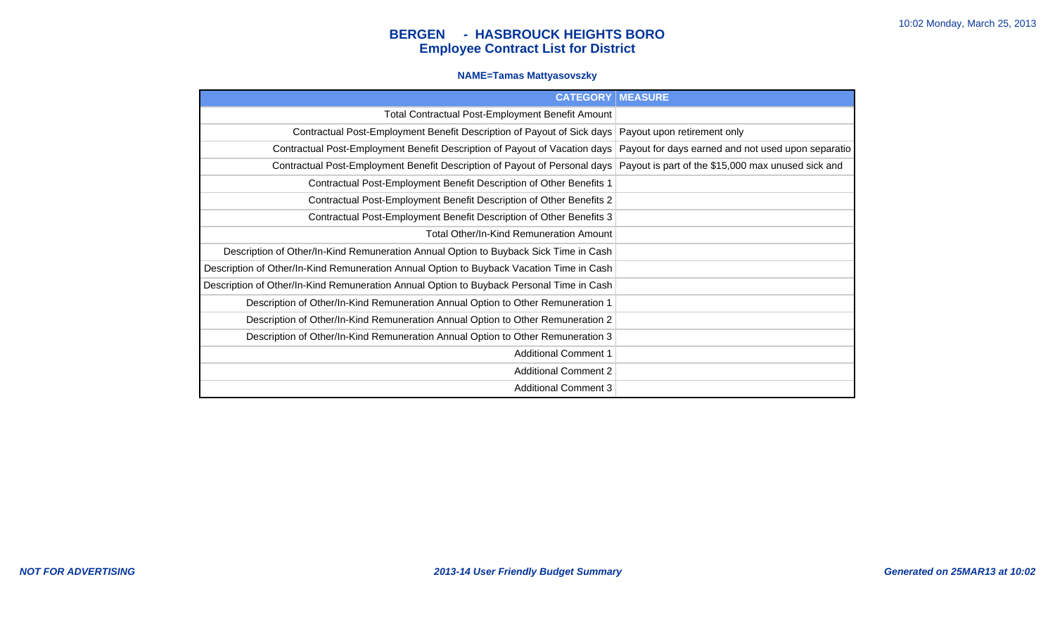# BERGEN - HASBROUCK HEIGHTS BORO
## Employee Contract List for District

**NAME=Tamas Mattyasovszky**

| CATEGORY | MEASURE |
|---|---|
| Total Contractual Post-Employment Benefit Amount | |
| Contractual Post-Employment Benefit Description of Payout of Sick days | Payout upon retirement only |
| Contractual Post-Employment Benefit Description of Payout of Vacation days | Payout for days earned and not used upon separatio |
| Contractual Post-Employment Benefit Description of Payout of Personal days | Payout is part of the $15,000 max unused sick and |
| Contractual Post-Employment Benefit Description of Other Benefits 1 | |
| Contractual Post-Employment Benefit Description of Other Benefits 2 | |
| Contractual Post-Employment Benefit Description of Other Benefits 3 | |
| Total Other/In-Kind Remuneration Amount | |
| Description of Other/In-Kind Remuneration Annual Option to Buyback Sick Time in Cash | |
| Description of Other/In-Kind Remuneration Annual Option to Buyback Vacation Time in Cash | |
| Description of Other/In-Kind Remuneration Annual Option to Buyback Personal Time in Cash | |
| Description of Other/In-Kind Remuneration Annual Option to Other Remuneration 1 | |
| Description of Other/In-Kind Remuneration Annual Option to Other Remuneration 2 | |
| Description of Other/In-Kind Remuneration Annual Option to Other Remuneration 3 | |
| Additional Comment 1 | |
| Additional Comment 2 | |
| Additional Comment 3 | |